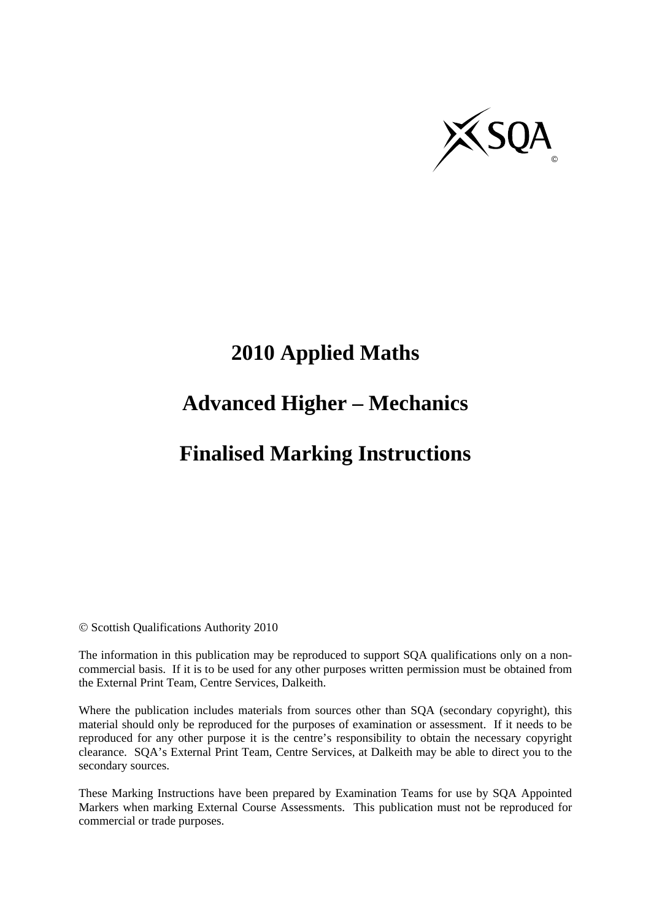# 2010 Applied Maths

# Advanced Higher – Mechanics

# Finalised Marking Instructions

© Scottish Qualifications Authority 2010

The information in this publication may be reproduced to support SQA qualifications only on a non-commercial basis. If it is to be used for any other purposes written permission must be obtained from the External Print Team, Centre Services, Dalkeith.

Where the publication includes materials from sources other than SQA (secondary copyright), this material should only be reproduced for the purposes of examination or assessment. If it needs to be reproduced for any other purpose it is the centre's responsibility to obtain the necessary copyright clearance. SQA's External Print Team, Centre Services, at Dalkeith may be able to direct you to the secondary sources.

These Marking Instructions have been prepared by Examination Teams for use by SQA Appointed Markers when marking External Course Assessments. This publication must not be reproduced for commercial or trade purposes.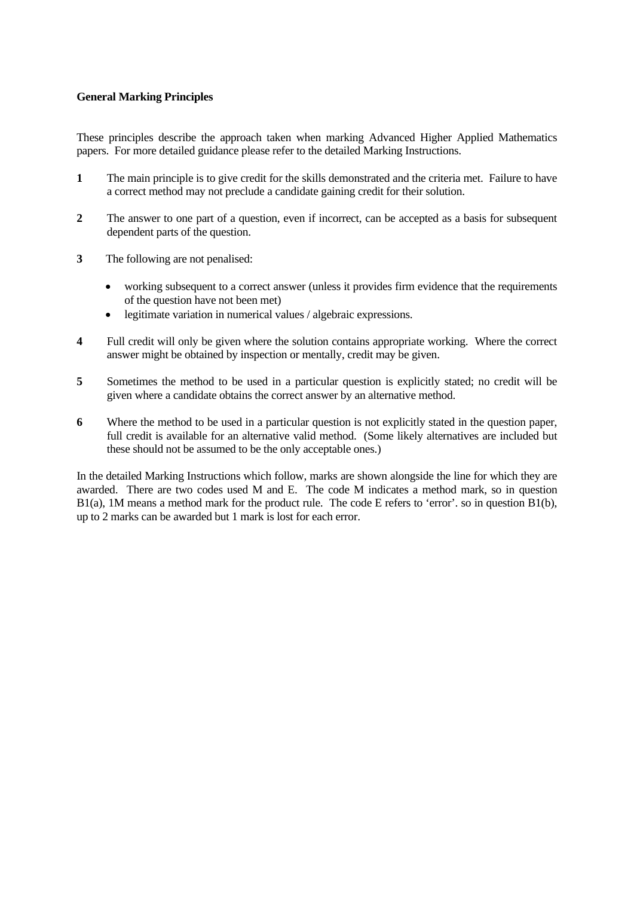**General Marking Principles**

These principles describe the approach taken when marking Advanced Higher Applied Mathematics papers. For more detailed guidance please refer to the detailed Marking Instructions.

**1** The main principle is to give credit for the skills demonstrated and the criteria met. Failure to have a correct method may not preclude a candidate gaining credit for their solution.

**2** The answer to one part of a question, even if incorrect, can be accepted as a basis for subsequent dependent parts of the question.

**3** The following are not penalised:

- working subsequent to a correct answer (unless it provides firm evidence that the requirements of the question have not been met)
- legitimate variation in numerical values / algebraic expressions.

**4** Full credit will only be given where the solution contains appropriate working. Where the correct answer might be obtained by inspection or mentally, credit may be given.

**5** Sometimes the method to be used in a particular question is explicitly stated; no credit will be given where a candidate obtains the correct answer by an alternative method.

**6** Where the method to be used in a particular question is not explicitly stated in the question paper, full credit is available for an alternative valid method. (Some likely alternatives are included but these should not be assumed to be the only acceptable ones.)

In the detailed Marking Instructions which follow, marks are shown alongside the line for which they are awarded. There are two codes used M and E. The code M indicates a method mark, so in question B1(a), 1M means a method mark for the product rule. The code E refers to 'error'. so in question B1(b), up to 2 marks can be awarded but 1 mark is lost for each error.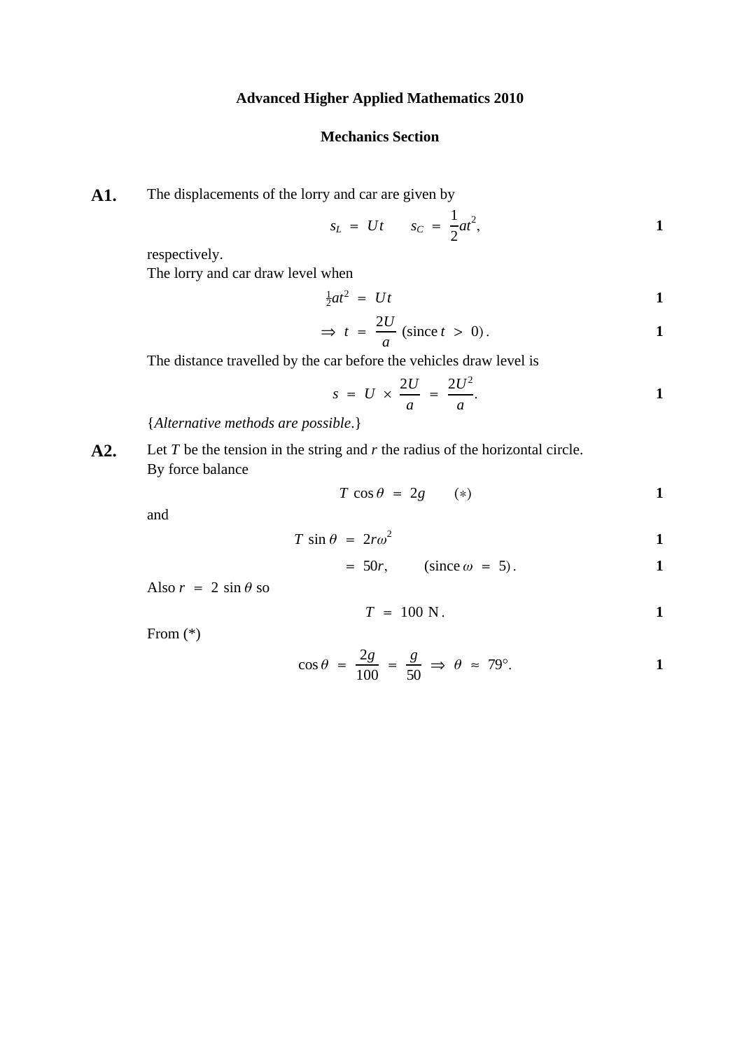**Advanced Higher Applied Mathematics 2010**

**Mechanics Section**

**A1.** The displacements of the lorry and car are given by

$$s_L = Ut \qquad s_C = \frac{1}{2}at^2, \qquad \textbf{1}$$

respectively.
The lorry and car draw level when

$$\tfrac{1}{2}at^2 = Ut \qquad \textbf{1}$$

$$\Rightarrow t = \frac{2U}{a} \text{ (since } t > 0\text{)}. \qquad \textbf{1}$$

The distance travelled by the car before the vehicles draw level is

$$s = U \times \frac{2U}{a} = \frac{2U^2}{a}. \qquad \textbf{1}$$

{*Alternative methods are possible*.}

**A2.** Let $T$ be the tension in the string and $r$ the radius of the horizontal circle.
By force balance

$$T\cos\theta = 2g \qquad (*) \qquad \textbf{1}$$

and

$$T\sin\theta = 2r\omega^2 \qquad \textbf{1}$$

$$= 50r, \qquad \text{(since } \omega = 5\text{)}. \qquad \textbf{1}$$

Also $r = 2\sin\theta$ so

$$T = 100 \text{ N}. \qquad \textbf{1}$$

From (*)

$$\cos\theta = \frac{2g}{100} = \frac{g}{50} \Rightarrow \theta \approx 79°. \qquad \textbf{1}$$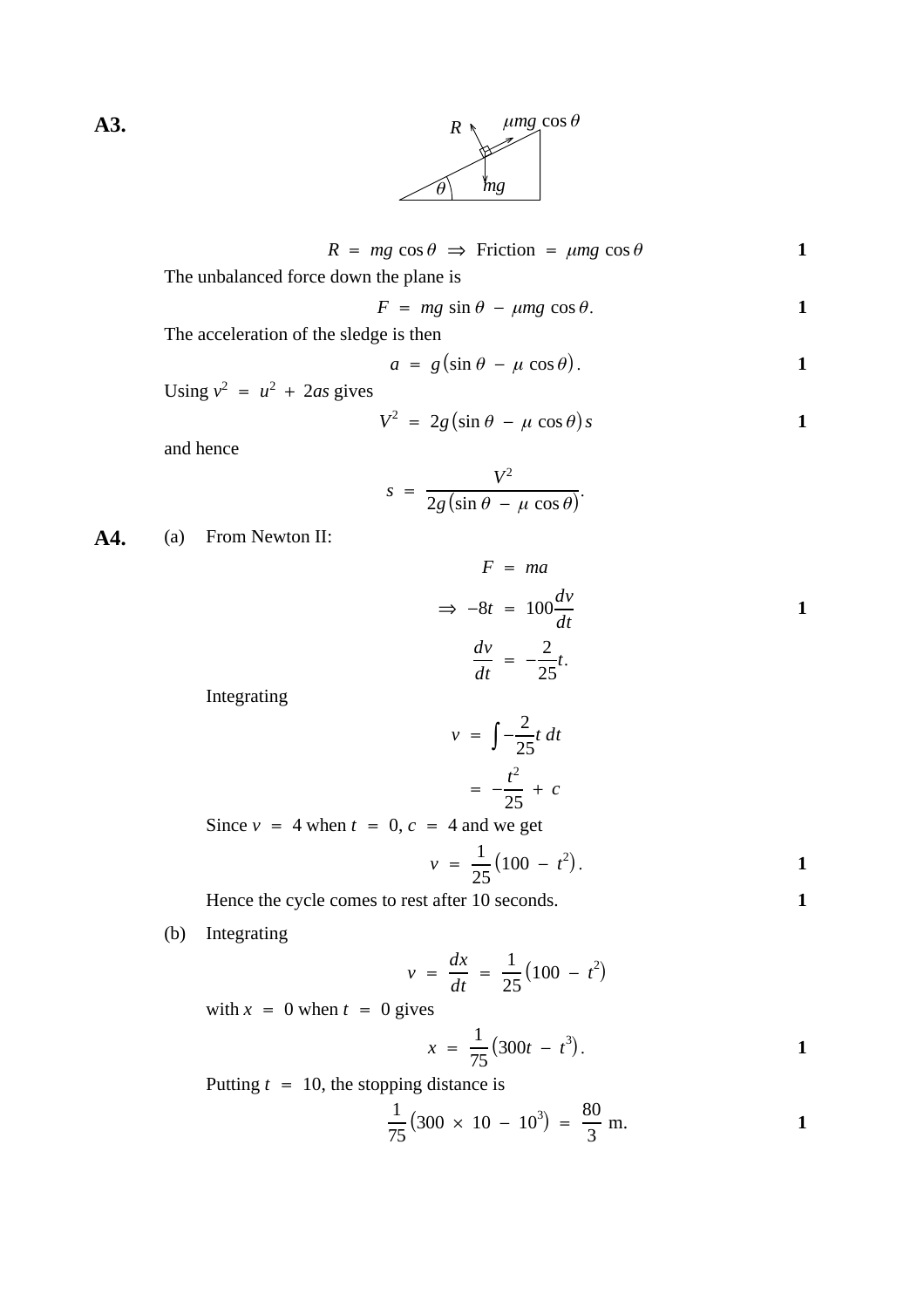**A3.**

$$R = mg\cos\theta \Rightarrow \text{Friction} = \mu mg\cos\theta \qquad \textbf{1}$$

The unbalanced force down the plane is

$$F = mg\sin\theta - \mu mg\cos\theta. \qquad \textbf{1}$$

The acceleration of the sledge is then

$$a = g(\sin\theta - \mu\cos\theta). \qquad \textbf{1}$$

Using $v^2 = u^2 + 2as$ gives

$$V^2 = 2g(\sin\theta - \mu\cos\theta)s \qquad \textbf{1}$$

and hence

$$s = \frac{V^2}{2g(\sin\theta - \mu\cos\theta)}.$$

**A4.** (a) From Newton II:

$$F = ma$$

$$\Rightarrow -8t = 100\frac{dv}{dt} \qquad \textbf{1}$$

$$\frac{dv}{dt} = -\frac{2}{25}t.$$

Integrating

$$v = \int -\frac{2}{25}t\,dt$$

$$= -\frac{t^2}{25} + c$$

Since $v = 4$ when $t = 0$, $c = 4$ and we get

$$v = \frac{1}{25}(100 - t^2). \qquad \textbf{1}$$

Hence the cycle comes to rest after 10 seconds. **1**

(b) Integrating

$$v = \frac{dx}{dt} = \frac{1}{25}(100 - t^2)$$

with $x = 0$ when $t = 0$ gives

$$x = \frac{1}{75}(300t - t^3). \qquad \textbf{1}$$

Putting $t = 10$, the stopping distance is

$$\frac{1}{75}(300 \times 10 - 10^3) = \frac{80}{3}\text{ m}. \qquad \textbf{1}$$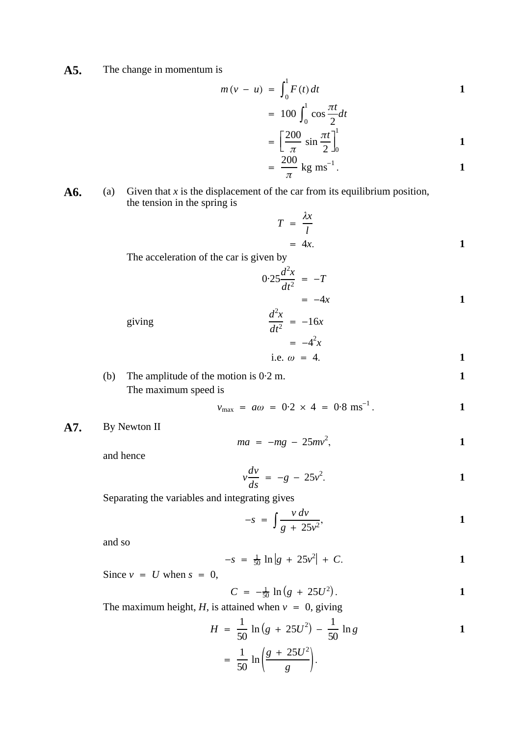**A5.** The change in momentum is

$$m(v - u) = \int_0^1 F(t)\,dt \qquad \mathbf{1}$$

$$= 100\int_0^1 \cos\frac{\pi t}{2}dt$$

$$= \left[\frac{200}{\pi}\sin\frac{\pi t}{2}\right]_0^1 \qquad \mathbf{1}$$

$$= \frac{200}{\pi}\ \text{kg ms}^{-1}. \qquad \mathbf{1}$$

**A6.** (a) Given that $x$ is the displacement of the car from its equilibrium position, the tension in the spring is

$$T = \frac{\lambda x}{l}$$

$$= 4x. \qquad \mathbf{1}$$

The acceleration of the car is given by

$$0{\cdot}25\frac{d^2x}{dt^2} = -T$$

$$= -4x \qquad \mathbf{1}$$

giving

$$\frac{d^2x}{dt^2} = -16x$$

$$= -4^2x$$

$$\text{i.e. } \omega = 4. \qquad \mathbf{1}$$

(b) The amplitude of the motion is 0·2 m. **1**

The maximum speed is

$$v_{\max} = a\omega = 0{\cdot}2 \times 4 = 0{\cdot}8\ \text{ms}^{-1}. \qquad \mathbf{1}$$

**A7.** By Newton II

$$ma = -mg - 25mv^2, \qquad \mathbf{1}$$

and hence

$$v\frac{dv}{ds} = -g - 25v^2. \qquad \mathbf{1}$$

Separating the variables and integrating gives

$$-s = \int\frac{v\,dv}{g + 25v^2}, \qquad \mathbf{1}$$

and so

$$-s = \tfrac{1}{50}\ln\left|g + 25v^2\right| + C. \qquad \mathbf{1}$$

Since $v = U$ when $s = 0$,

$$C = -\tfrac{1}{50}\ln\left(g + 25U^2\right). \qquad \mathbf{1}$$

The maximum height, $H$, is attained when $v = 0$, giving

$$H = \frac{1}{50}\ln\left(g + 25U^2\right) - \frac{1}{50}\ln g \qquad \mathbf{1}$$

$$= \frac{1}{50}\ln\left(\frac{g + 25U^2}{g}\right).$$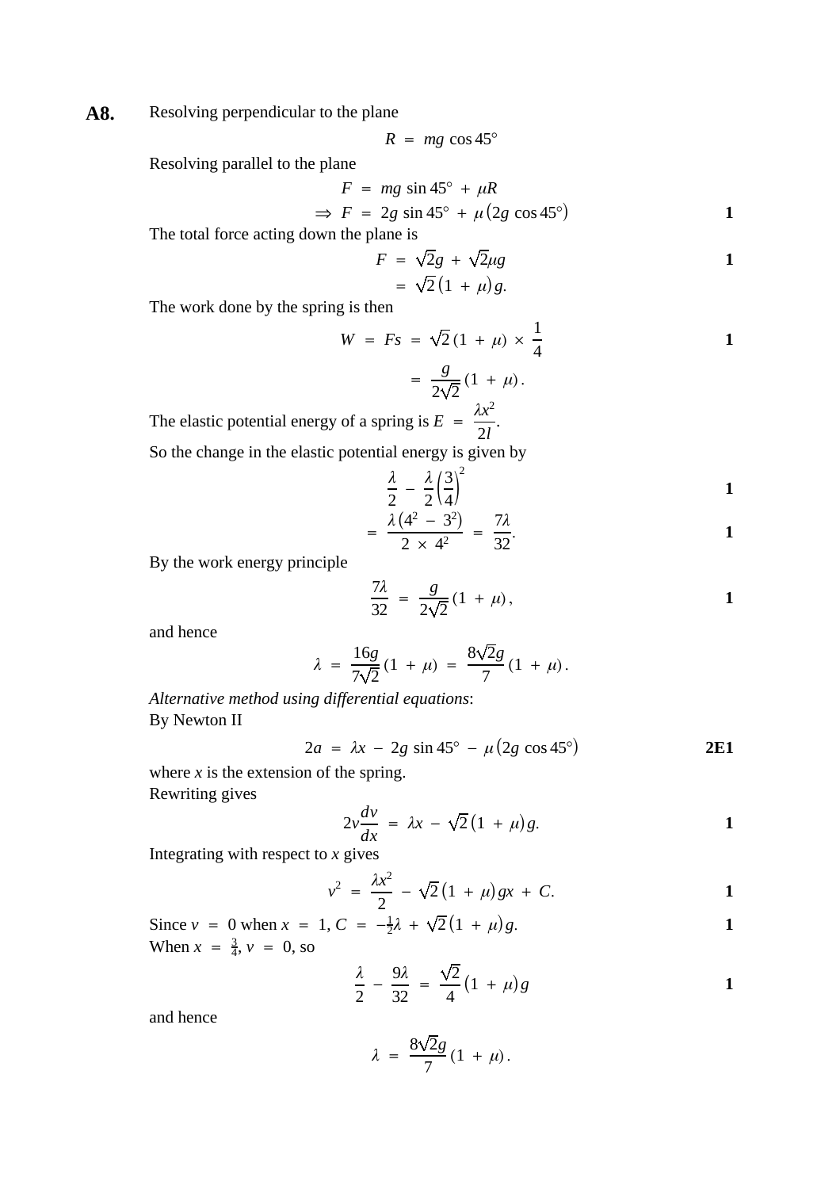**A8.** Resolving perpendicular to the plane

$$R = mg\cos 45^\circ$$

Resolving parallel to the plane

$$F = mg\sin 45^\circ + \mu R$$

$$\Rightarrow F = 2g\sin 45^\circ + \mu\left(2g\cos 45^\circ\right) \qquad \mathbf{1}$$

The total force acting down the plane is

$$F = \sqrt{2}g + \sqrt{2}\mu g \qquad \mathbf{1}$$

$$= \sqrt{2}\left(1 + \mu\right)g.$$

The work done by the spring is then

$$W = Fs = \sqrt{2}\left(1 + \mu\right) \times \frac{1}{4} \qquad \mathbf{1}$$

$$= \frac{g}{2\sqrt{2}}\left(1 + \mu\right).$$

The elastic potential energy of a spring is $E = \dfrac{\lambda x^2}{2l}$.

So the change in the elastic potential energy is given by

$$\frac{\lambda}{2} - \frac{\lambda}{2}\left(\frac{3}{4}\right)^2 \qquad \mathbf{1}$$

$$= \frac{\lambda\left(4^2 - 3^2\right)}{2 \times 4^2} = \frac{7\lambda}{32}. \qquad \mathbf{1}$$

By the work energy principle

$$\frac{7\lambda}{32} = \frac{g}{2\sqrt{2}}\left(1 + \mu\right), \qquad \mathbf{1}$$

and hence

$$\lambda = \frac{16g}{7\sqrt{2}}\left(1 + \mu\right) = \frac{8\sqrt{2}g}{7}\left(1 + \mu\right).$$

*Alternative method using differential equations*:
By Newton II

$$2a = \lambda x - 2g\sin 45^\circ - \mu\left(2g\cos 45^\circ\right) \qquad \mathbf{2E1}$$

where $x$ is the extension of the spring.
Rewriting gives

$$2v\frac{dv}{dx} = \lambda x - \sqrt{2}\left(1 + \mu\right)g. \qquad \mathbf{1}$$

Integrating with respect to $x$ gives

$$v^2 = \frac{\lambda x^2}{2} - \sqrt{2}\left(1 + \mu\right)gx + C. \qquad \mathbf{1}$$

Since $v = 0$ when $x = 1$, $C = -\frac{1}{2}\lambda + \sqrt{2}\left(1 + \mu\right)g$. $\qquad \mathbf{1}$

When $x = \frac{3}{4}$, $v = 0$, so

$$\frac{\lambda}{2} - \frac{9\lambda}{32} = \frac{\sqrt{2}}{4}\left(1 + \mu\right)g \qquad \mathbf{1}$$

and hence

$$\lambda = \frac{8\sqrt{2}g}{7}\left(1 + \mu\right).$$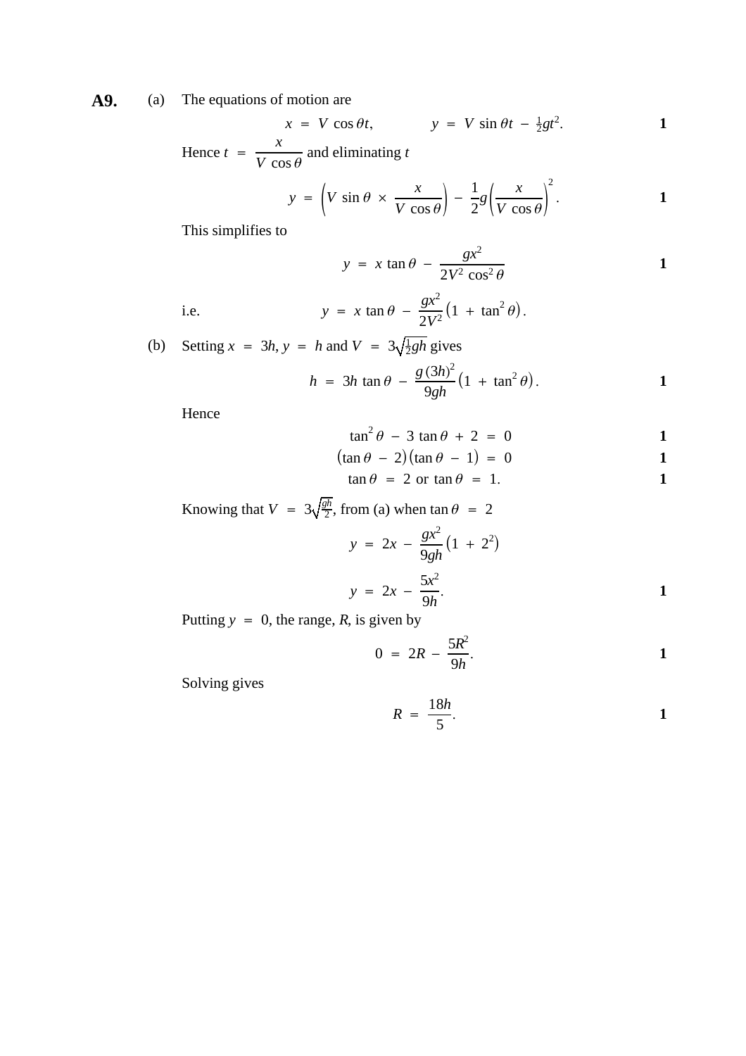**A9.** (a) The equations of motion are

$$x = V\cos\theta t, \qquad y = V\sin\theta t - \tfrac{1}{2}gt^2. \qquad \mathbf{1}$$

Hence $t = \dfrac{x}{V\cos\theta}$ and eliminating $t$

$$y = \left(V\sin\theta \times \frac{x}{V\cos\theta}\right) - \frac{1}{2}g\left(\frac{x}{V\cos\theta}\right)^2. \qquad \mathbf{1}$$

This simplifies to

$$y = x\tan\theta - \frac{gx^2}{2V^2\cos^2\theta} \qquad \mathbf{1}$$

i.e.

$$y = x\tan\theta - \frac{gx^2}{2V^2}\left(1 + \tan^2\theta\right).$$

(b) Setting $x = 3h$, $y = h$ and $V = 3\sqrt{\tfrac{1}{2}gh}$ gives

$$h = 3h\tan\theta - \frac{g(3h)^2}{9gh}\left(1 + \tan^2\theta\right). \qquad \mathbf{1}$$

Hence

$$\tan^2\theta - 3\tan\theta + 2 = 0 \qquad \mathbf{1}$$

$$(\tan\theta - 2)(\tan\theta - 1) = 0 \qquad \mathbf{1}$$

$$\tan\theta = 2 \text{ or } \tan\theta = 1. \qquad \mathbf{1}$$

Knowing that $V = 3\sqrt{\frac{gh}{2}}$, from (a) when $\tan\theta = 2$

$$y = 2x - \frac{gx^2}{9gh}\left(1 + 2^2\right)$$

$$y = 2x - \frac{5x^2}{9h}. \qquad \mathbf{1}$$

Putting $y = 0$, the range, $R$, is given by

$$0 = 2R - \frac{5R^2}{9h}. \qquad \mathbf{1}$$

Solving gives

$$R = \frac{18h}{5}. \qquad \mathbf{1}$$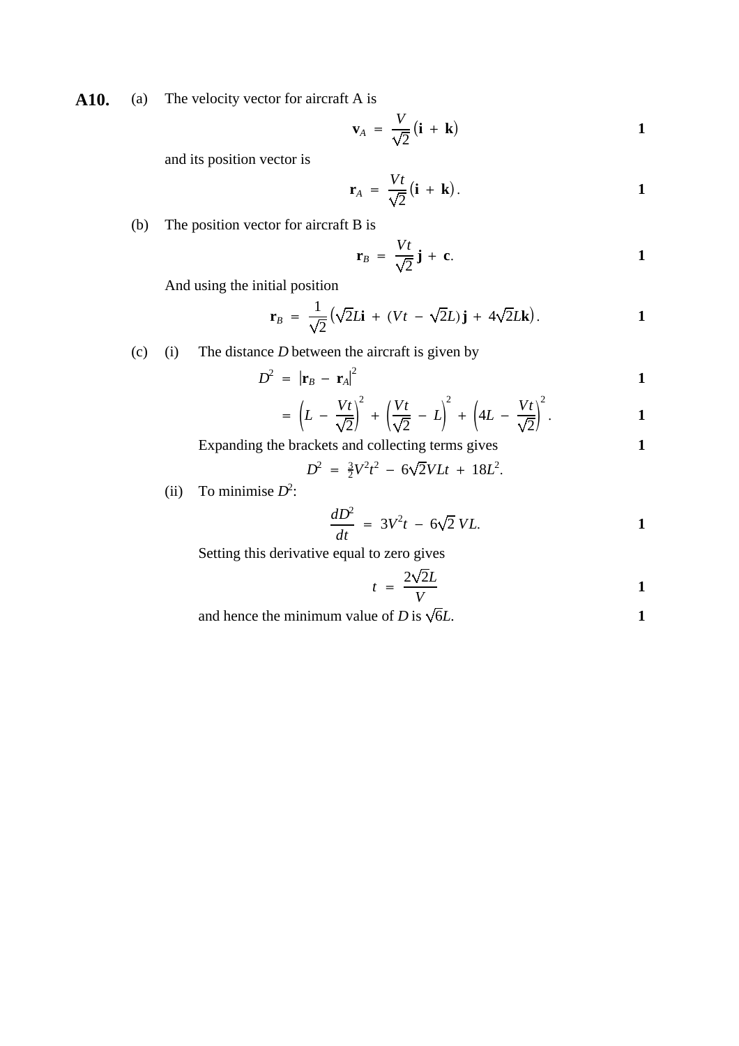**A10.** (a) The velocity vector for aircraft A is

$$\mathbf{v}_A = \frac{V}{\sqrt{2}}(\mathbf{i} + \mathbf{k}) \qquad \mathbf{1}$$

and its position vector is

$$\mathbf{r}_A = \frac{Vt}{\sqrt{2}}(\mathbf{i} + \mathbf{k}). \qquad \mathbf{1}$$

(b) The position vector for aircraft B is

$$\mathbf{r}_B = \frac{Vt}{\sqrt{2}}\mathbf{j} + \mathbf{c}. \qquad \mathbf{1}$$

And using the initial position

$$\mathbf{r}_B = \frac{1}{\sqrt{2}}\left(\sqrt{2}L\mathbf{i} + (Vt - \sqrt{2}L)\mathbf{j} + 4\sqrt{2}L\mathbf{k}\right). \qquad \mathbf{1}$$

(c) (i) The distance $D$ between the aircraft is given by

$$D^2 = |\mathbf{r}_B - \mathbf{r}_A|^2 \qquad \mathbf{1}$$

$$= \left(L - \frac{Vt}{\sqrt{2}}\right)^2 + \left(\frac{Vt}{\sqrt{2}} - L\right)^2 + \left(4L - \frac{Vt}{\sqrt{2}}\right)^2. \qquad \mathbf{1}$$

Expanding the brackets and collecting terms gives **1**

$$D^2 = \tfrac{3}{2}V^2t^2 - 6\sqrt{2}VLt + 18L^2.$$

(ii) To minimise $D^2$:

$$\frac{dD^2}{dt} = 3V^2t - 6\sqrt{2}\,VL. \qquad \mathbf{1}$$

Setting this derivative equal to zero gives

$$t = \frac{2\sqrt{2}L}{V} \qquad \mathbf{1}$$

and hence the minimum value of $D$ is $\sqrt{6}L$. **1**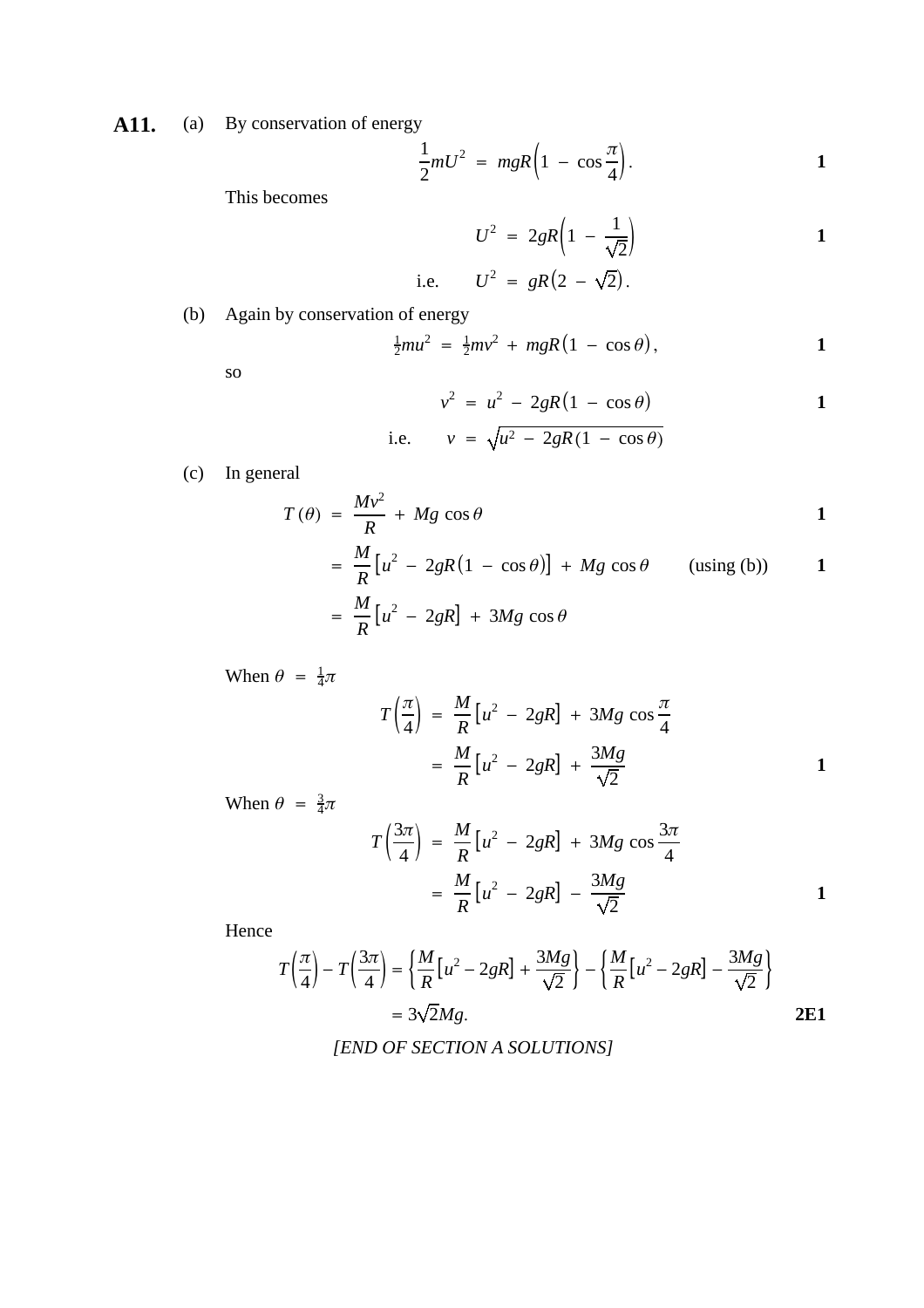**A11.** (a) By conservation of energy

$$\frac{1}{2}mU^2 = mgR\left(1 - \cos\frac{\pi}{4}\right). \qquad \mathbf{1}$$

This becomes

$$U^2 = 2gR\left(1 - \frac{1}{\sqrt{2}}\right) \qquad \mathbf{1}$$

$$\text{i.e.} \qquad U^2 = gR\left(2 - \sqrt{2}\right).$$

(b) Again by conservation of energy

$$\tfrac{1}{2}mu^2 = \tfrac{1}{2}mv^2 + mgR\left(1 - \cos\theta\right), \qquad \mathbf{1}$$

so

$$v^2 = u^2 - 2gR\left(1 - \cos\theta\right) \qquad \mathbf{1}$$

$$\text{i.e.} \qquad v = \sqrt{u^2 - 2gR(1 - \cos\theta)}$$

(c) In general

$$T(\theta) = \frac{Mv^2}{R} + Mg\cos\theta \qquad \mathbf{1}$$

$$= \frac{M}{R}\left[u^2 - 2gR\left(1 - \cos\theta\right)\right] + Mg\cos\theta \qquad \text{(using (b))} \qquad \mathbf{1}$$

$$= \frac{M}{R}\left[u^2 - 2gR\right] + 3Mg\cos\theta$$

When $\theta = \frac{1}{4}\pi$

$$T\left(\frac{\pi}{4}\right) = \frac{M}{R}\left[u^2 - 2gR\right] + 3Mg\cos\frac{\pi}{4}$$

$$= \frac{M}{R}\left[u^2 - 2gR\right] + \frac{3Mg}{\sqrt{2}} \qquad \mathbf{1}$$

When $\theta = \frac{3}{4}\pi$

$$T\left(\frac{3\pi}{4}\right) = \frac{M}{R}\left[u^2 - 2gR\right] + 3Mg\cos\frac{3\pi}{4}$$

$$= \frac{M}{R}\left[u^2 - 2gR\right] - \frac{3Mg}{\sqrt{2}} \qquad \mathbf{1}$$

Hence

$$T\left(\frac{\pi}{4}\right) - T\left(\frac{3\pi}{4}\right) = \left\{\frac{M}{R}\left[u^2 - 2gR\right] + \frac{3Mg}{\sqrt{2}}\right\} - \left\{\frac{M}{R}\left[u^2 - 2gR\right] - \frac{3Mg}{\sqrt{2}}\right\}$$

$$= 3\sqrt{2}Mg. \qquad \mathbf{2E1}$$

*[END OF SECTION A SOLUTIONS]*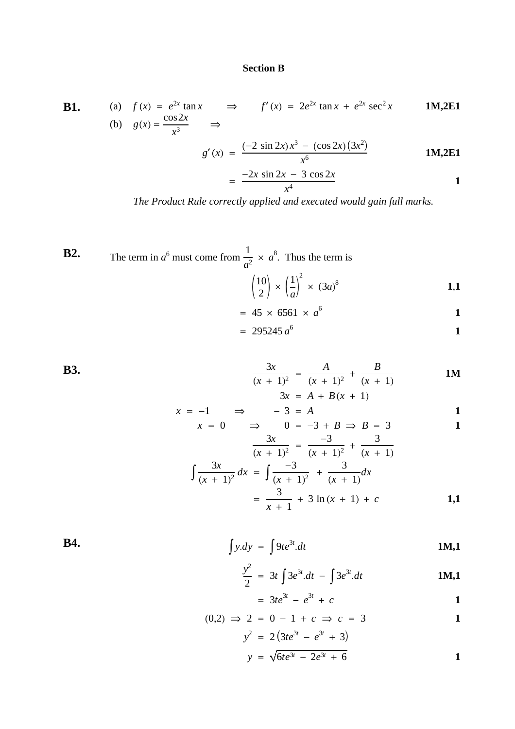## Section B

**B1.**

(a) $f(x) = e^{2x} \tan x \quad \Rightarrow \quad f'(x) = 2e^{2x} \tan x + e^{2x} \sec^2 x$ **1M,2E1**

(b) $g(x) = \dfrac{\cos 2x}{x^3} \quad \Rightarrow$

$$g'(x) = \frac{(-2\sin 2x)x^3 - (\cos 2x)(3x^2)}{x^6}$$ **1M,2E1**

$$= \frac{-2x\sin 2x - 3\cos 2x}{x^4}$$ **1**

*The Product Rule correctly applied and executed would gain full marks.*

**B2.**

The term in $a^6$ must come from $\dfrac{1}{a^2} \times a^8$. Thus the term is

$$\binom{10}{2} \times \left(\frac{1}{a}\right)^2 \times (3a)^8$$ **1,1**

$$= 45 \times 6561 \times a^6$$ **1**

$$= 295245\, a^6$$ **1**

**B3.**

$$\frac{3x}{(x+1)^2} = \frac{A}{(x+1)^2} + \frac{B}{(x+1)}$$ **1M**

$$3x = A + B(x+1)$$

$x = -1 \quad \Rightarrow \quad -3 = A$ **1**

$x = 0 \quad \Rightarrow \quad 0 = -3 + B \Rightarrow B = 3$ **1**

$$\frac{3x}{(x+1)^2} = \frac{-3}{(x+1)^2} + \frac{3}{(x+1)}$$

$$\int \frac{3x}{(x+1)^2}\,dx = \int \frac{-3}{(x+1)^2} + \frac{3}{(x+1)}dx$$

$$= \frac{3}{x+1} + 3\ln(x+1) + c$$ **1,1**

**B4.**

$$\int y.dy = \int 9te^{3t}.dt$$ **1M,1**

$$\frac{y^2}{2} = 3t\int 3e^{3t}.dt - \int 3e^{3t}.dt$$ **1M,1**

$$= 3te^{3t} - e^{3t} + c$$ **1**

$(0,2) \Rightarrow 2 = 0 - 1 + c \Rightarrow c = 3$ **1**

$$y^2 = 2\left(3te^{3t} - e^{3t} + 3\right)$$

$$y = \sqrt{6te^{3t} - 2e^{3t} + 6}$$ **1**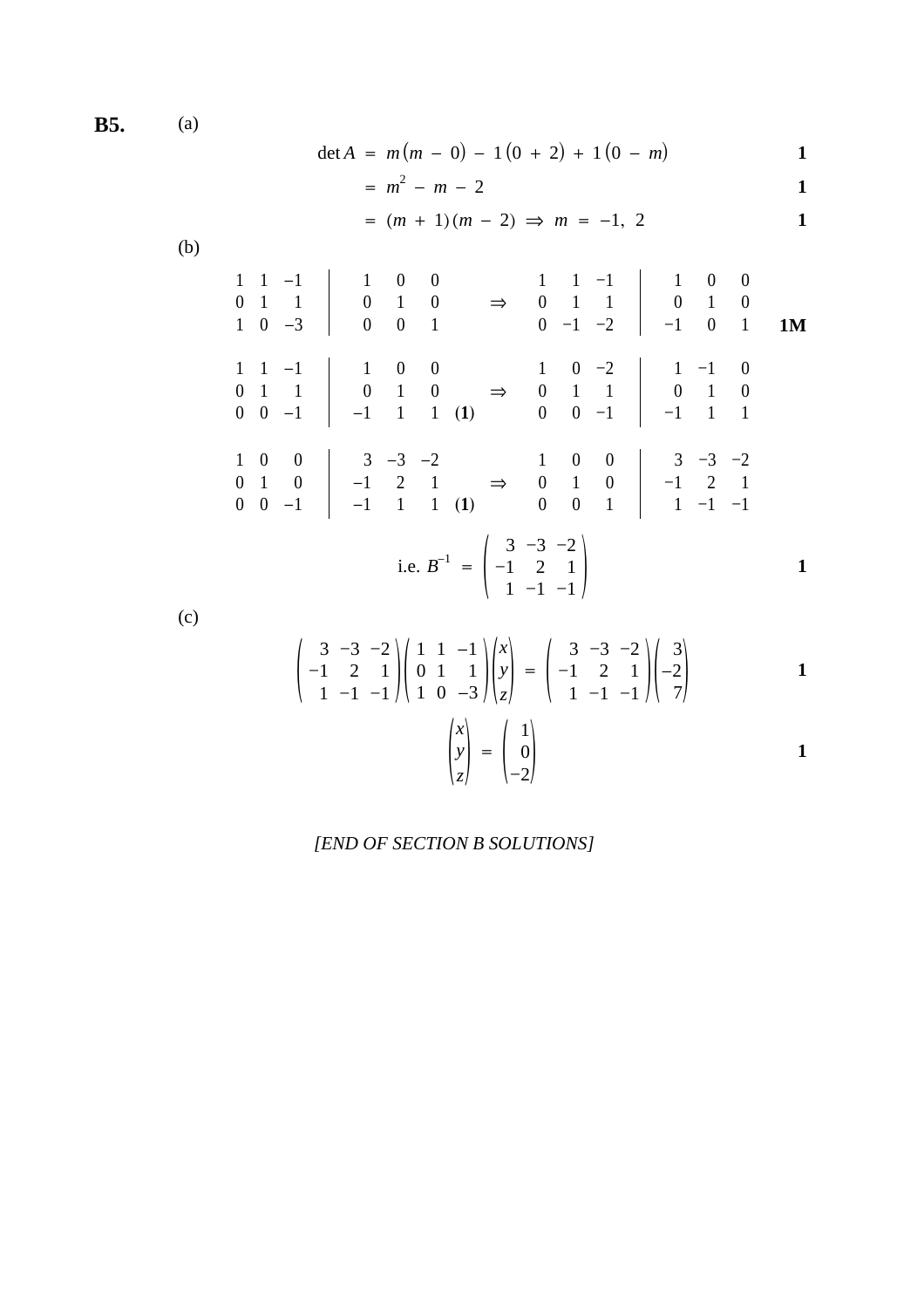**B5.** (a)

$$\det A = m(m - 0) - 1(0 + 2) + 1(0 - m) \qquad \textbf{1}$$

$$= m^2 - m - 2 \qquad \textbf{1}$$

$$= (m + 1)(m - 2) \Rightarrow m = -1,\ 2 \qquad \textbf{1}$$

(b)

$$\left(\begin{array}{ccc|ccc} 1 & 1 & -1 & 1 & 0 & 0 \\ 0 & 1 & 1 & 0 & 1 & 0 \\ 1 & 0 & -3 & 0 & 0 & 1 \end{array}\right) \Rightarrow \left(\begin{array}{ccc|ccc} 1 & 1 & -1 & 1 & 0 & 0 \\ 0 & 1 & 1 & 0 & 1 & 0 \\ 0 & -1 & -2 & -1 & 0 & 1 \end{array}\right) \qquad \textbf{1M}$$

$$\left(\begin{array}{ccc|ccc} 1 & 1 & -1 & 1 & 0 & 0 \\ 0 & 1 & 1 & 0 & 1 & 0 \\ 0 & 0 & -1 & -1 & 1 & 1 \end{array}\right) \ (\textbf{1}) \Rightarrow \left(\begin{array}{ccc|ccc} 1 & 0 & -2 & 1 & -1 & 0 \\ 0 & 1 & 1 & 0 & 1 & 0 \\ 0 & 0 & -1 & -1 & 1 & 1 \end{array}\right)$$

$$\left(\begin{array}{ccc|ccc} 1 & 0 & 0 & 3 & -3 & -2 \\ 0 & 1 & 0 & -1 & 2 & 1 \\ 0 & 0 & -1 & -1 & 1 & 1 \end{array}\right) \ (\textbf{1}) \Rightarrow \left(\begin{array}{ccc|ccc} 1 & 0 & 0 & 3 & -3 & -2 \\ 0 & 1 & 0 & -1 & 2 & 1 \\ 0 & 0 & 1 & 1 & -1 & -1 \end{array}\right)$$

$$\text{i.e. } B^{-1} = \begin{pmatrix} 3 & -3 & -2 \\ -1 & 2 & 1 \\ 1 & -1 & -1 \end{pmatrix} \qquad \textbf{1}$$

(c)

$$\begin{pmatrix} 3 & -3 & -2 \\ -1 & 2 & 1 \\ 1 & -1 & -1 \end{pmatrix} \begin{pmatrix} 1 & 1 & -1 \\ 0 & 1 & 1 \\ 1 & 0 & -3 \end{pmatrix} \begin{pmatrix} x \\ y \\ z \end{pmatrix} = \begin{pmatrix} 3 & -3 & -2 \\ -1 & 2 & 1 \\ 1 & -1 & -1 \end{pmatrix} \begin{pmatrix} 3 \\ -2 \\ 7 \end{pmatrix} \qquad \textbf{1}$$

$$\begin{pmatrix} x \\ y \\ z \end{pmatrix} = \begin{pmatrix} 1 \\ 0 \\ -2 \end{pmatrix} \qquad \textbf{1}$$

*[END OF SECTION B SOLUTIONS]*